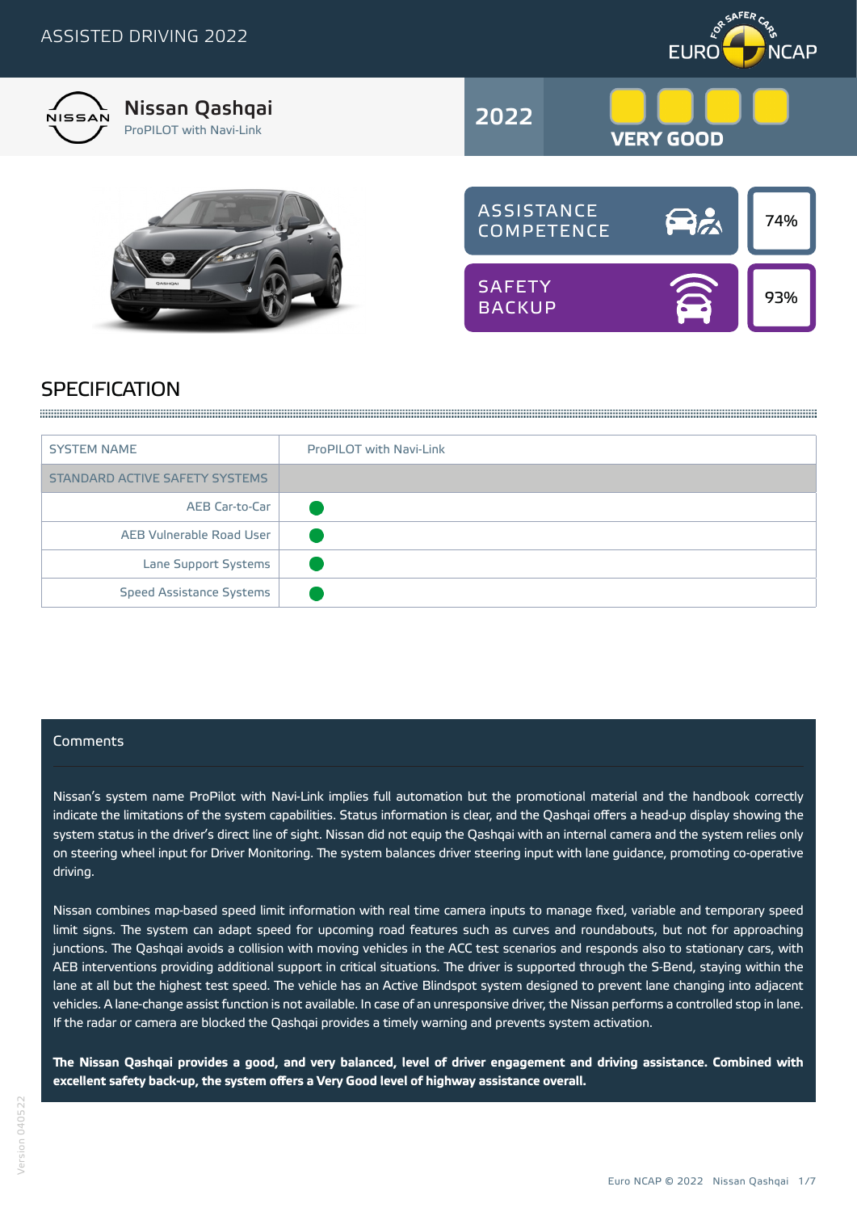ASSISTED DRIVING 2022

# Nissan Qashqai

ProPILOT with Navi-Link

**2022** — **VERY GOOD**

| ASSISTANCE COMPETENCE | 74% |
|---|---|
| SAFETY BACKUP | 93% |

## SPECIFICATION

| SYSTEM NAME | ProPILOT with Navi-Link |
|---|---|
| STANDARD ACTIVE SAFETY SYSTEMS | |
| AEB Car-to-Car | ● |
| AEB Vulnerable Road User | ● |
| Lane Support Systems | ● |
| Speed Assistance Systems | ● |

### Comments

Nissan's system name ProPilot with Navi-Link implies full automation but the promotional material and the handbook correctly indicate the limitations of the system capabilities. Status information is clear, and the Qashqai offers a head-up display showing the system status in the driver's direct line of sight. Nissan did not equip the Qashqai with an internal camera and the system relies only on steering wheel input for Driver Monitoring. The system balances driver steering input with lane guidance, promoting co-operative driving.

Nissan combines map-based speed limit information with real time camera inputs to manage fixed, variable and temporary speed limit signs. The system can adapt speed for upcoming road features such as curves and roundabouts, but not for approaching junctions. The Qashqai avoids a collision with moving vehicles in the ACC test scenarios and responds also to stationary cars, with AEB interventions providing additional support in critical situations. The driver is supported through the S-Bend, staying within the lane at all but the highest test speed. The vehicle has an Active Blindspot system designed to prevent lane changing into adjacent vehicles. A lane-change assist function is not available. In case of an unresponsive driver, the Nissan performs a controlled stop in lane. If the radar or camera are blocked the Qashqai provides a timely warning and prevents system activation.

**The Nissan Qashqai provides a good, and very balanced, level of driver engagement and driving assistance. Combined with excellent safety back-up, the system offers a Very Good level of highway assistance overall.**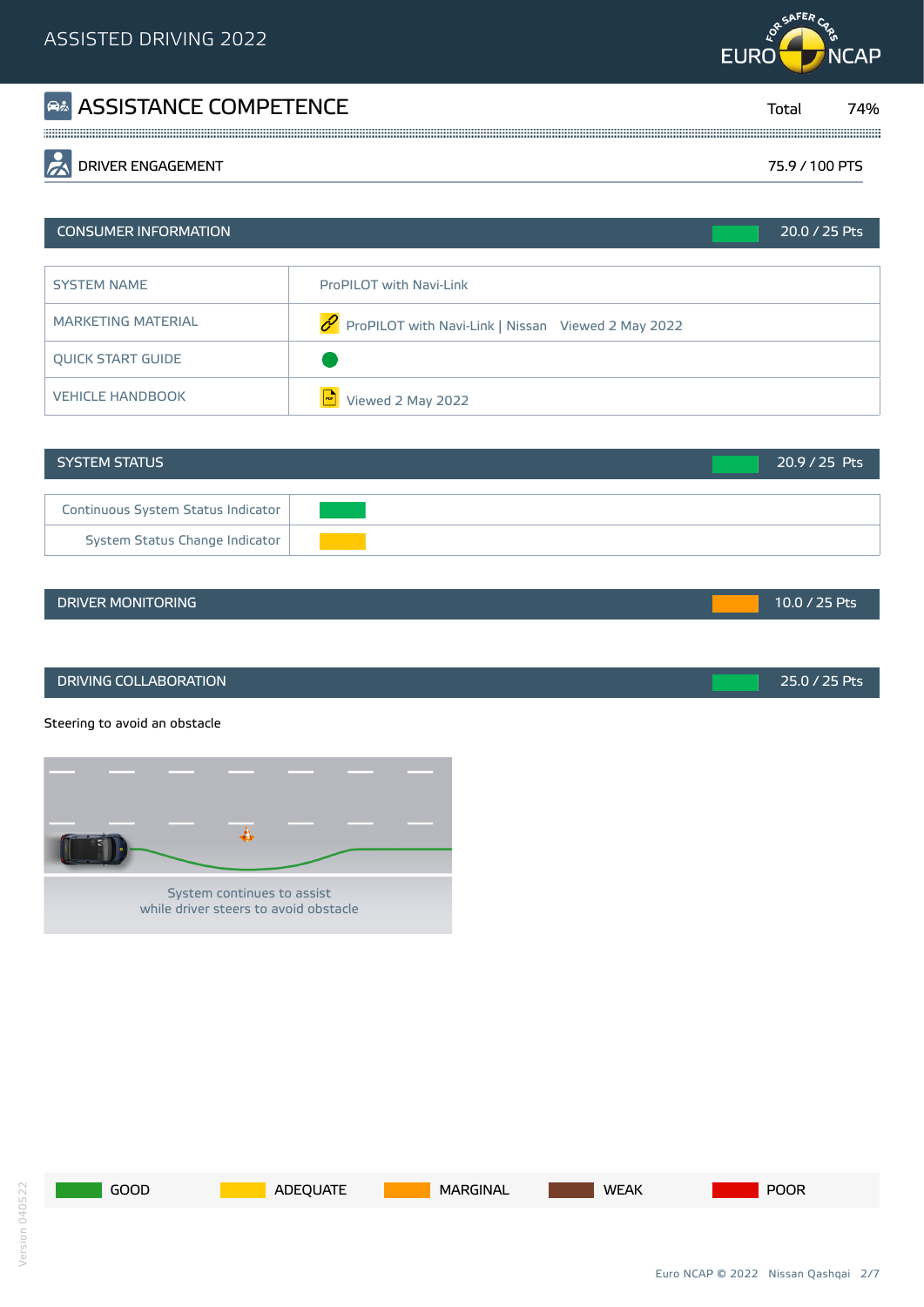# ASSISTED DRIVING 2022

## ASSISTANCE COMPETENCE

Total 74%

### DRIVER ENGAGEMENT

75.9 / 100 PTS

#### CONSUMER INFORMATION

20.0 / 25 Pts

| | |
|---|---|
| SYSTEM NAME | ProPILOT with Navi-Link |
| MARKETING MATERIAL | ProPILOT with Navi-Link \| Nissan Viewed 2 May 2022 |
| QUICK START GUIDE | ● |
| VEHICLE HANDBOOK | Viewed 2 May 2022 |

#### SYSTEM STATUS

20.9 / 25 Pts

| | |
|---|---|
| Continuous System Status Indicator | GOOD |
| System Status Change Indicator | ADEQUATE |

#### DRIVER MONITORING

10.0 / 25 Pts

#### DRIVING COLLABORATION

25.0 / 25 Pts

Steering to avoid an obstacle

System continues to assist
while driver steers to avoid obstacle

GOOD | ADEQUATE | MARGINAL | WEAK | POOR

Version 040522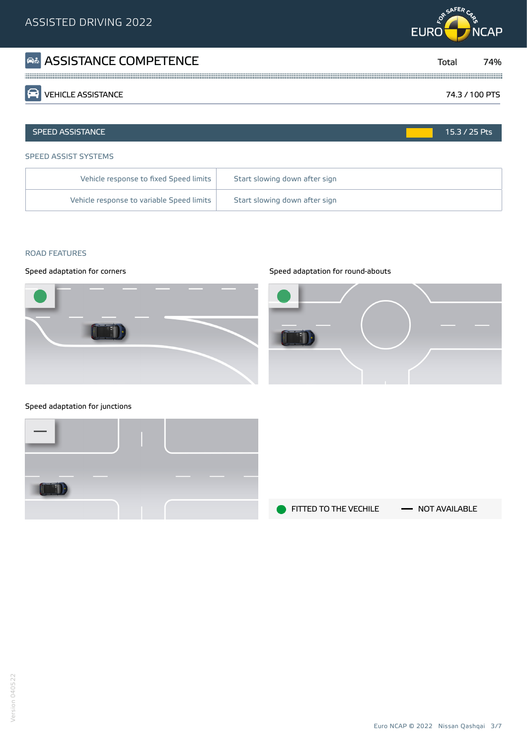# ASSISTANCE COMPETENCE

Total 74%

## VEHICLE ASSISTANCE

74.3 / 100 PTS

### SPEED ASSISTANCE

15.3 / 25 Pts

#### SPEED ASSIST SYSTEMS

| | |
|---|---|
| Vehicle response to fixed Speed limits | Start slowing down after sign |
| Vehicle response to variable Speed limits | Start slowing down after sign |

#### ROAD FEATURES

Speed adaptation for corners: Fitted to the vehicle

Speed adaptation for round-abouts: Fitted to the vehicle

Speed adaptation for junctions: Not available

FITTED TO THE VECHILE — NOT AVAILABLE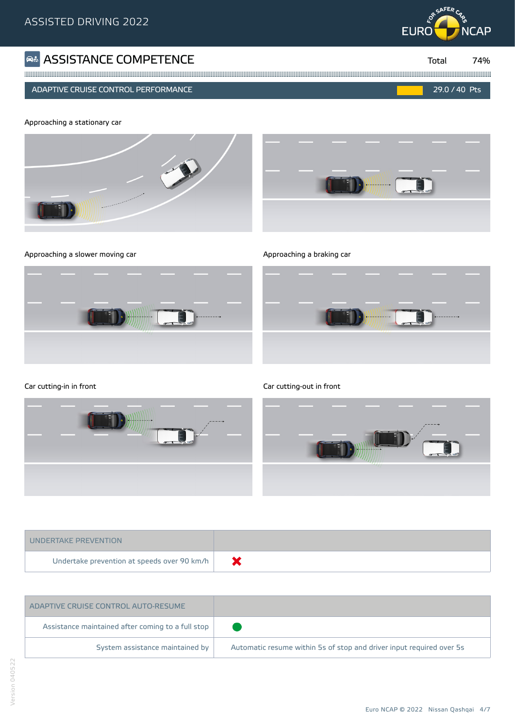# ASSISTANCE COMPETENCE

Total 74%

## ADAPTIVE CRUISE CONTROL PERFORMANCE

29.0 / 40 Pts

Approaching a stationary car

Approaching a slower moving car

Approaching a braking car

Car cutting-in in front

Car cutting-out in front

| UNDERTAKE PREVENTION | |
|---|---|
| Undertake prevention at speeds over 90 km/h | ✖ |

| ADAPTIVE CRUISE CONTROL AUTO-RESUME | |
|---|---|
| Assistance maintained after coming to a full stop | ● |
| System assistance maintained by | Automatic resume within 5s of stop and driver input required over 5s |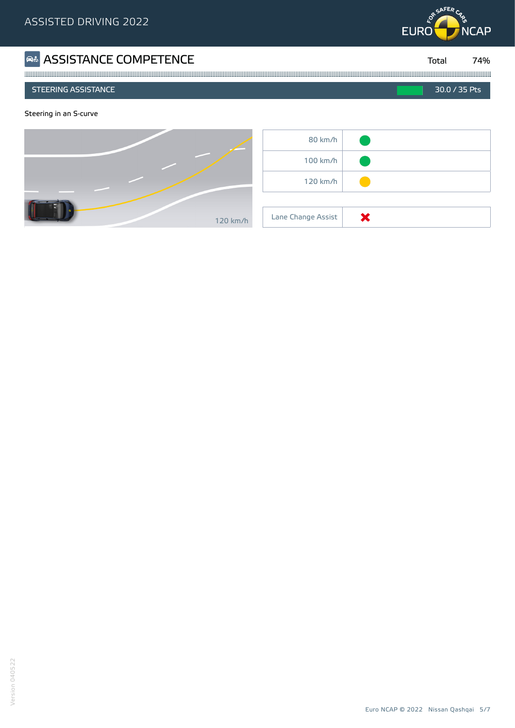## ASSISTANCE COMPETENCE

Total 74%

### STEERING ASSISTANCE

30.0 / 35 Pts

Steering in an S-curve

120 km/h

| | |
|---|---|
| 80 km/h | ● (green) |
| 100 km/h | ● (green) |
| 120 km/h | ● (yellow) |

| | |
|---|---|
| Lane Change Assist | ✖ |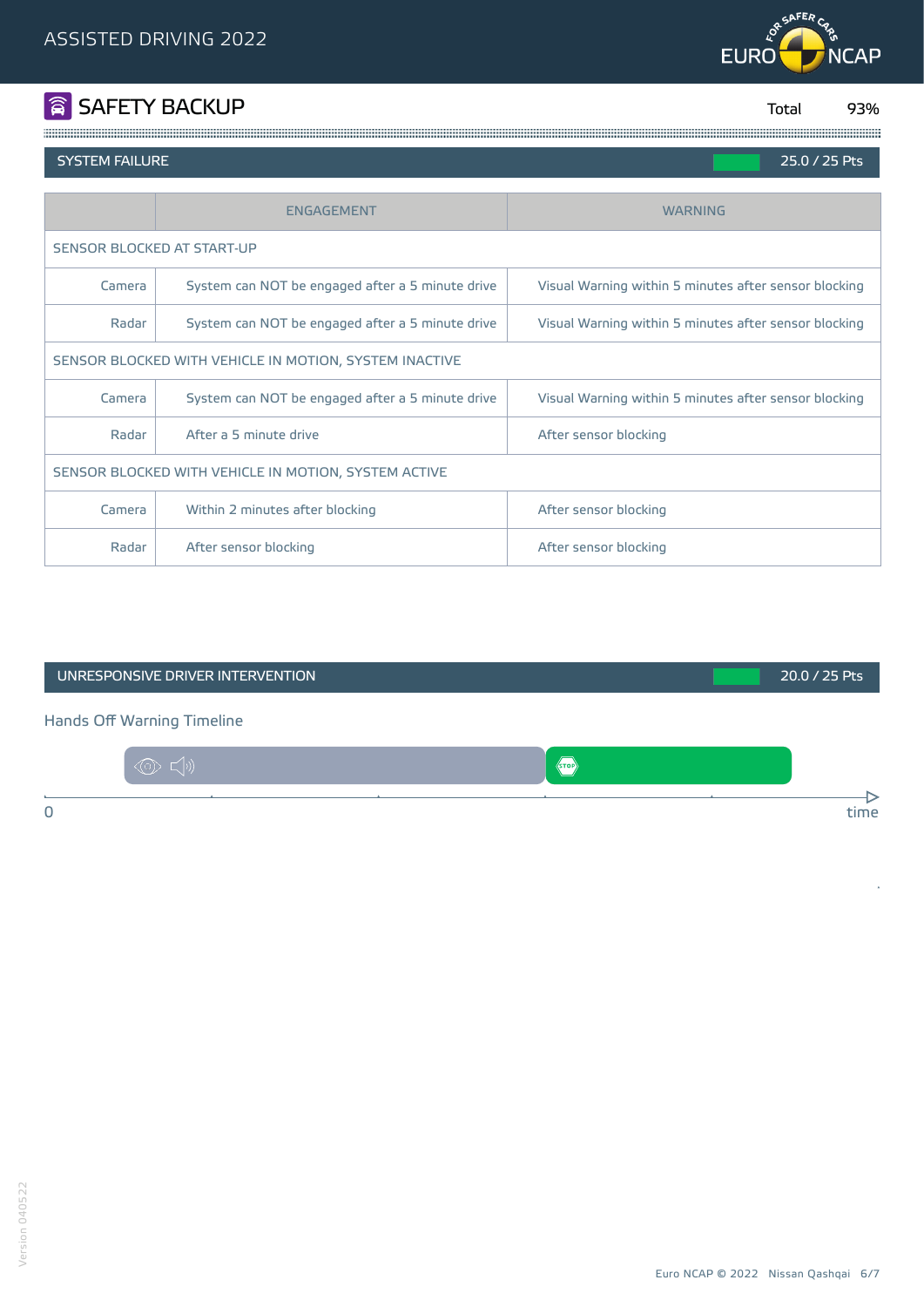# SAFETY BACKUP

Total 93%

## SYSTEM FAILURE

25.0 / 25 Pts

| | ENGAGEMENT | WARNING |
|---|---|---|
| SENSOR BLOCKED AT START-UP | | |
| Camera | System can NOT be engaged after a 5 minute drive | Visual Warning within 5 minutes after sensor blocking |
| Radar | System can NOT be engaged after a 5 minute drive | Visual Warning within 5 minutes after sensor blocking |
| SENSOR BLOCKED WITH VEHICLE IN MOTION, SYSTEM INACTIVE | | |
| Camera | System can NOT be engaged after a 5 minute drive | Visual Warning within 5 minutes after sensor blocking |
| Radar | After a 5 minute drive | After sensor blocking |
| SENSOR BLOCKED WITH VEHICLE IN MOTION, SYSTEM ACTIVE | | |
| Camera | Within 2 minutes after blocking | After sensor blocking |
| Radar | After sensor blocking | After sensor blocking |

## UNRESPONSIVE DRIVER INTERVENTION

20.0 / 25 Pts

Hands Off Warning Timeline

0 time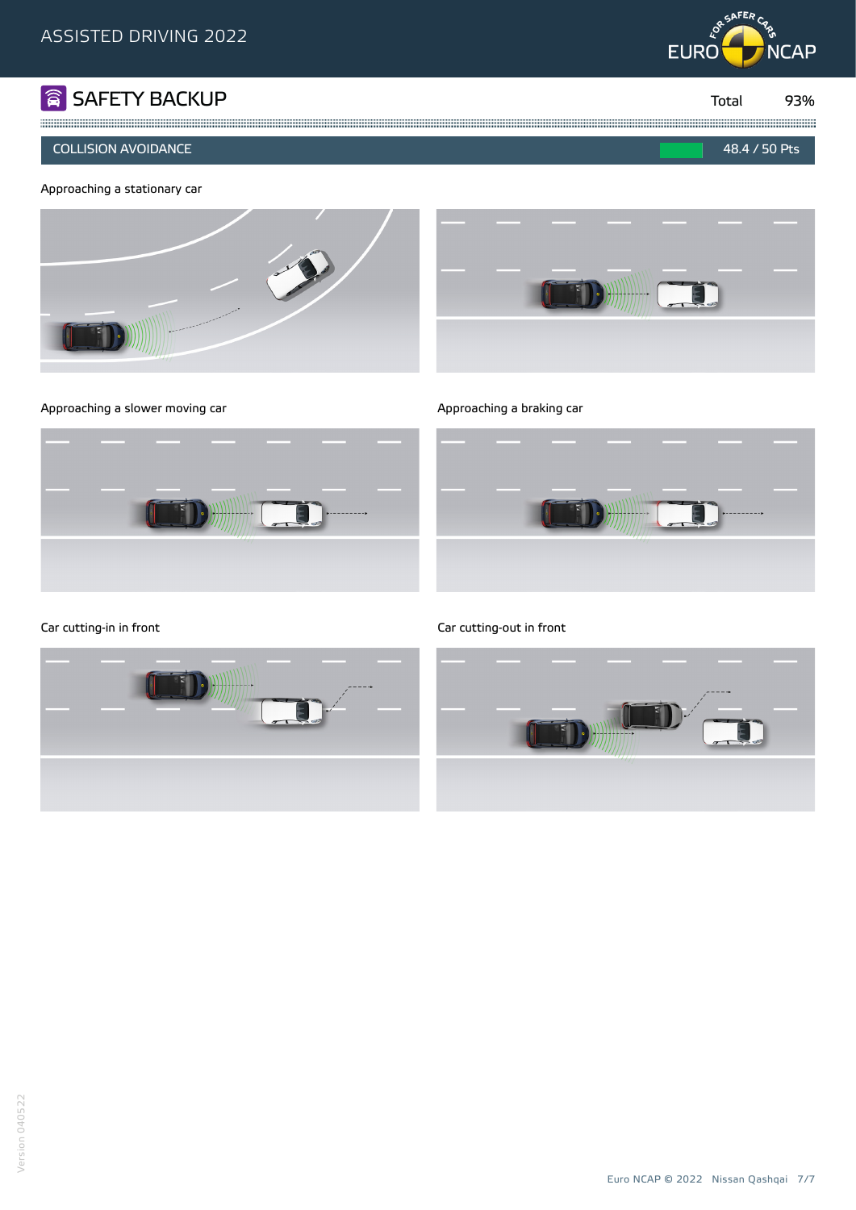# ASSISTED DRIVING 2022

## SAFETY BACKUP

Total 93%

### COLLISION AVOIDANCE

48.4 / 50 Pts

Approaching a stationary car

Approaching a slower moving car

Approaching a braking car

Car cutting-in in front

Car cutting-out in front